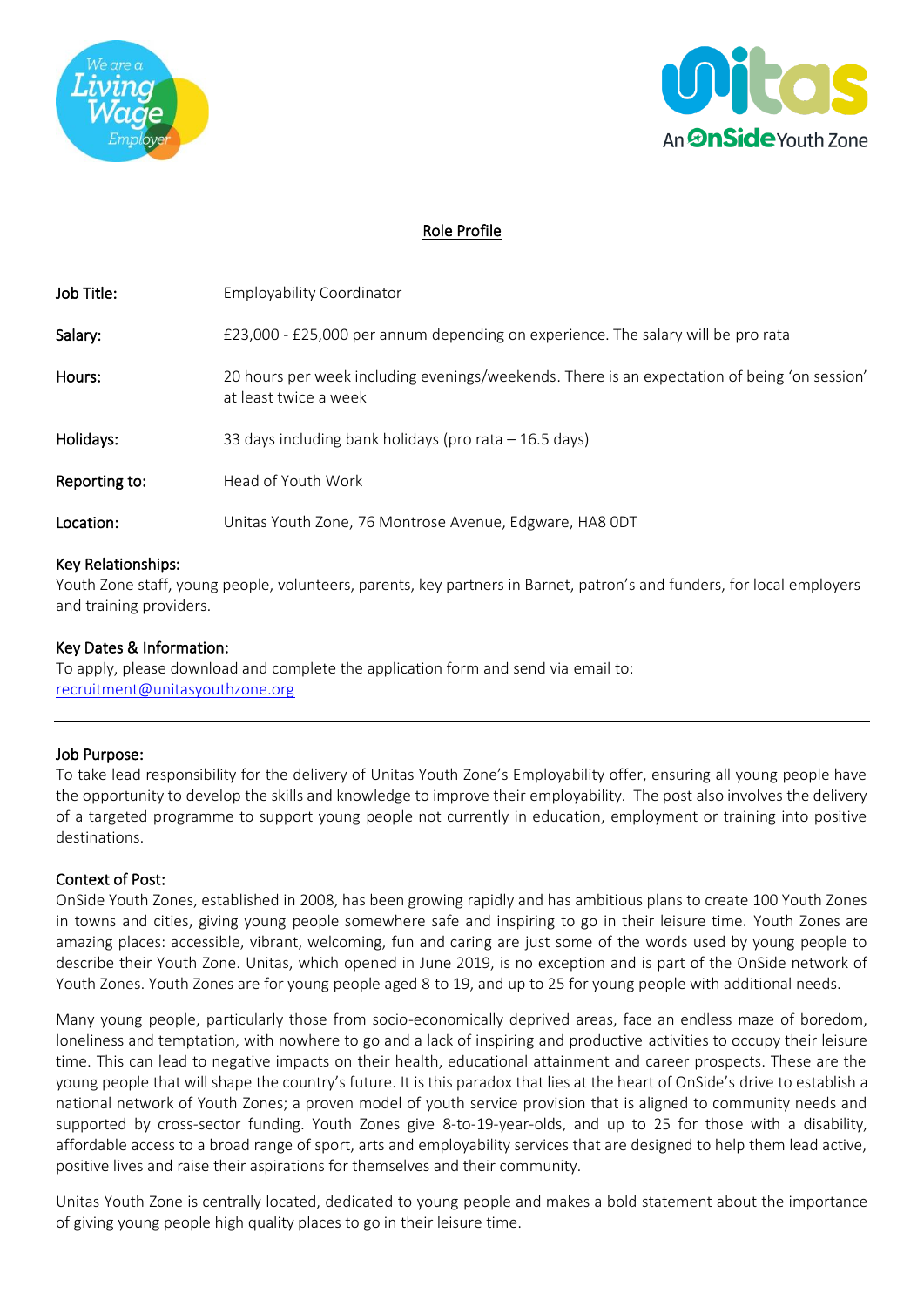# Role Profile

| | |
|---|---|
| **Job Title:** | Employability Coordinator |
| **Salary:** | £23,000 - £25,000 per annum depending on experience. The salary will be pro rata |
| **Hours:** | 20 hours per week including evenings/weekends. There is an expectation of being 'on session' at least twice a week |
| **Holidays:** | 33 days including bank holidays (pro rata – 16.5 days) |
| **Reporting to:** | Head of Youth Work |
| **Location:** | Unitas Youth Zone, 76 Montrose Avenue, Edgware, HA8 0DT |

**Key Relationships:**
Youth Zone staff, young people, volunteers, parents, key partners in Barnet, patron's and funders, for local employers and training providers.

**Key Dates & Information:**
To apply, please download and complete the application form and send via email to:
recruitment@unitasyouthzone.org

---

**Job Purpose:**
To take lead responsibility for the delivery of Unitas Youth Zone's Employability offer, ensuring all young people have the opportunity to develop the skills and knowledge to improve their employability. The post also involves the delivery of a targeted programme to support young people not currently in education, employment or training into positive destinations.

**Context of Post:**
OnSide Youth Zones, established in 2008, has been growing rapidly and has ambitious plans to create 100 Youth Zones in towns and cities, giving young people somewhere safe and inspiring to go in their leisure time. Youth Zones are amazing places: accessible, vibrant, welcoming, fun and caring are just some of the words used by young people to describe their Youth Zone. Unitas, which opened in June 2019, is no exception and is part of the OnSide network of Youth Zones. Youth Zones are for young people aged 8 to 19, and up to 25 for young people with additional needs.

Many young people, particularly those from socio-economically deprived areas, face an endless maze of boredom, loneliness and temptation, with nowhere to go and a lack of inspiring and productive activities to occupy their leisure time. This can lead to negative impacts on their health, educational attainment and career prospects. These are the young people that will shape the country's future. It is this paradox that lies at the heart of OnSide's drive to establish a national network of Youth Zones; a proven model of youth service provision that is aligned to community needs and supported by cross-sector funding. Youth Zones give 8-to-19-year-olds, and up to 25 for those with a disability, affordable access to a broad range of sport, arts and employability services that are designed to help them lead active, positive lives and raise their aspirations for themselves and their community.

Unitas Youth Zone is centrally located, dedicated to young people and makes a bold statement about the importance of giving young people high quality places to go in their leisure time.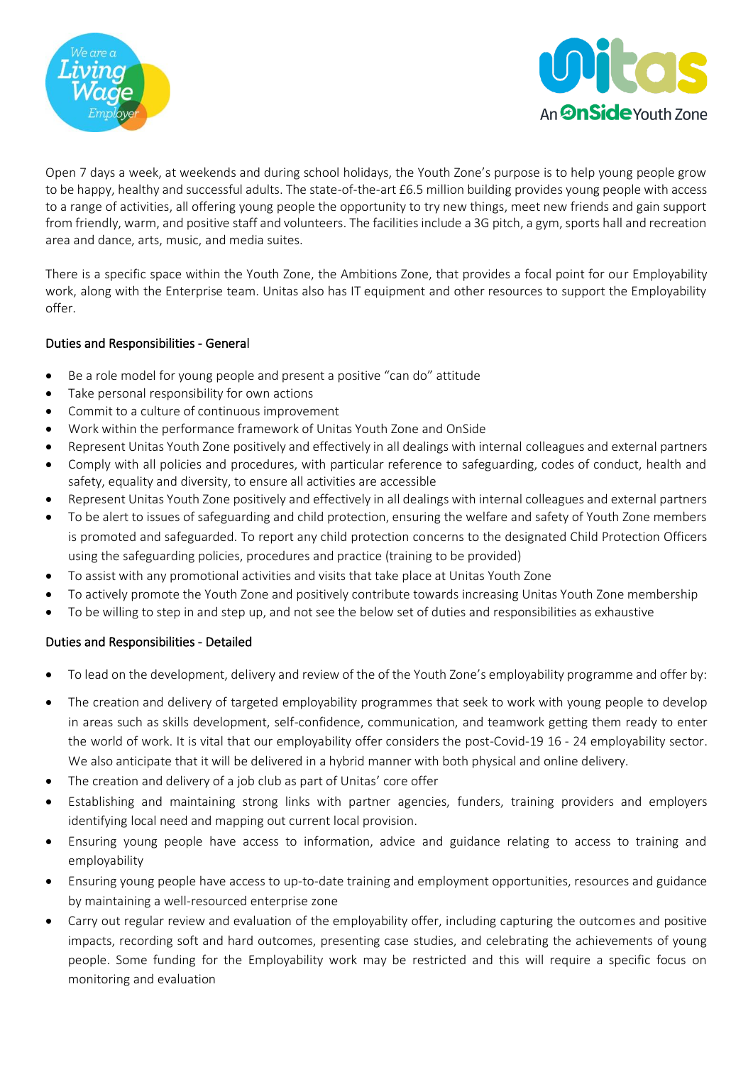Open 7 days a week, at weekends and during school holidays, the Youth Zone's purpose is to help young people grow to be happy, healthy and successful adults. The state-of-the-art £6.5 million building provides young people with access to a range of activities, all offering young people the opportunity to try new things, meet new friends and gain support from friendly, warm, and positive staff and volunteers. The facilities include a 3G pitch, a gym, sports hall and recreation area and dance, arts, music, and media suites.

There is a specific space within the Youth Zone, the Ambitions Zone, that provides a focal point for our Employability work, along with the Enterprise team. Unitas also has IT equipment and other resources to support the Employability offer.

## Duties and Responsibilities - General

- Be a role model for young people and present a positive "can do" attitude
- Take personal responsibility for own actions
- Commit to a culture of continuous improvement
- Work within the performance framework of Unitas Youth Zone and OnSide
- Represent Unitas Youth Zone positively and effectively in all dealings with internal colleagues and external partners
- Comply with all policies and procedures, with particular reference to safeguarding, codes of conduct, health and safety, equality and diversity, to ensure all activities are accessible
- Represent Unitas Youth Zone positively and effectively in all dealings with internal colleagues and external partners
- To be alert to issues of safeguarding and child protection, ensuring the welfare and safety of Youth Zone members is promoted and safeguarded. To report any child protection concerns to the designated Child Protection Officers using the safeguarding policies, procedures and practice (training to be provided)
- To assist with any promotional activities and visits that take place at Unitas Youth Zone
- To actively promote the Youth Zone and positively contribute towards increasing Unitas Youth Zone membership
- To be willing to step in and step up, and not see the below set of duties and responsibilities as exhaustive

## Duties and Responsibilities - Detailed

- To lead on the development, delivery and review of the of the Youth Zone's employability programme and offer by:
- The creation and delivery of targeted employability programmes that seek to work with young people to develop in areas such as skills development, self-confidence, communication, and teamwork getting them ready to enter the world of work. It is vital that our employability offer considers the post-Covid-19 16 - 24 employability sector. We also anticipate that it will be delivered in a hybrid manner with both physical and online delivery.
- The creation and delivery of a job club as part of Unitas' core offer
- Establishing and maintaining strong links with partner agencies, funders, training providers and employers identifying local need and mapping out current local provision.
- Ensuring young people have access to information, advice and guidance relating to access to training and employability
- Ensuring young people have access to up-to-date training and employment opportunities, resources and guidance by maintaining a well-resourced enterprise zone
- Carry out regular review and evaluation of the employability offer, including capturing the outcomes and positive impacts, recording soft and hard outcomes, presenting case studies, and celebrating the achievements of young people. Some funding for the Employability work may be restricted and this will require a specific focus on monitoring and evaluation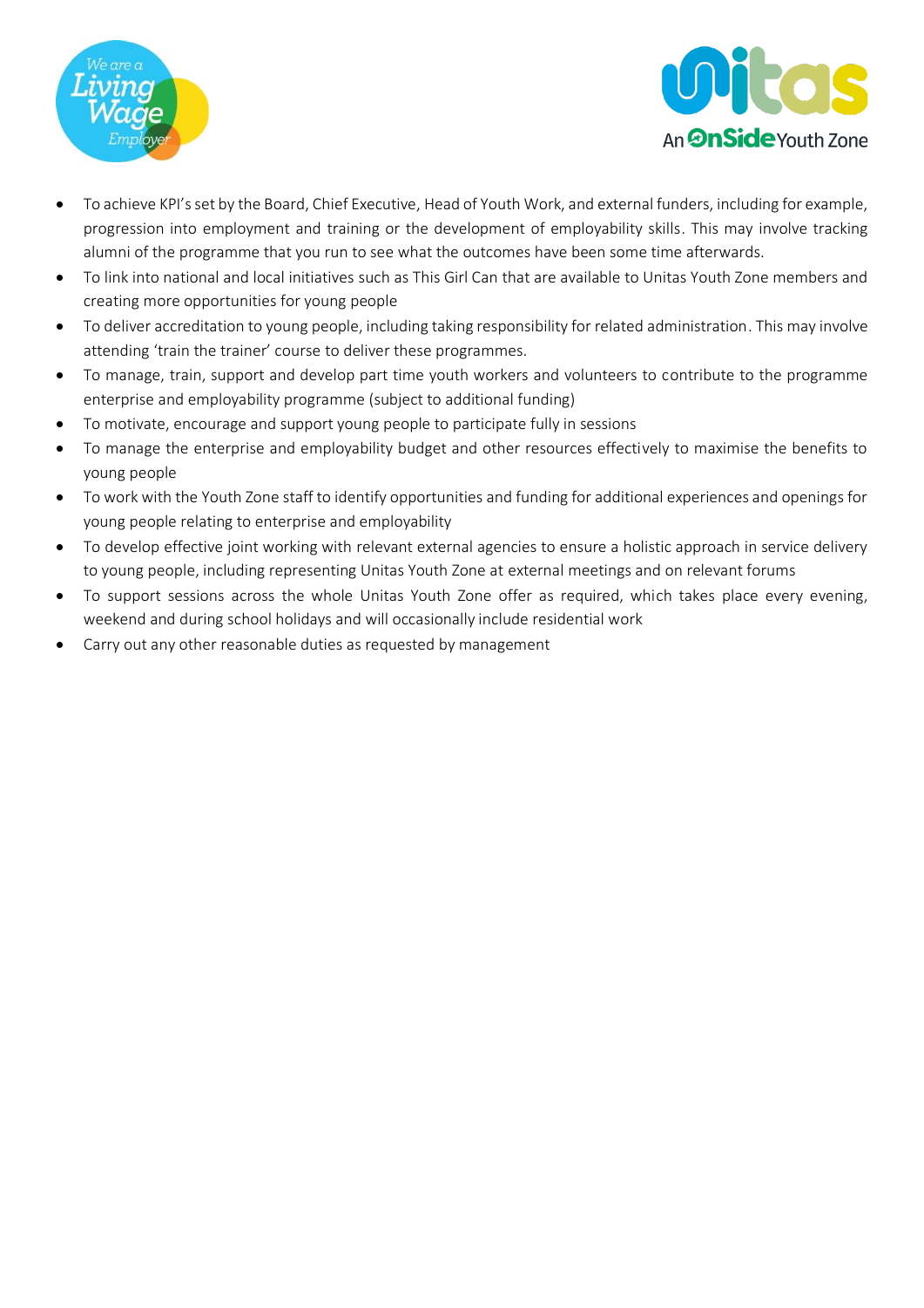- To achieve KPI's set by the Board, Chief Executive, Head of Youth Work, and external funders, including for example, progression into employment and training or the development of employability skills. This may involve tracking alumni of the programme that you run to see what the outcomes have been some time afterwards.
- To link into national and local initiatives such as This Girl Can that are available to Unitas Youth Zone members and creating more opportunities for young people
- To deliver accreditation to young people, including taking responsibility for related administration. This may involve attending 'train the trainer' course to deliver these programmes.
- To manage, train, support and develop part time youth workers and volunteers to contribute to the programme enterprise and employability programme (subject to additional funding)
- To motivate, encourage and support young people to participate fully in sessions
- To manage the enterprise and employability budget and other resources effectively to maximise the benefits to young people
- To work with the Youth Zone staff to identify opportunities and funding for additional experiences and openings for young people relating to enterprise and employability
- To develop effective joint working with relevant external agencies to ensure a holistic approach in service delivery to young people, including representing Unitas Youth Zone at external meetings and on relevant forums
- To support sessions across the whole Unitas Youth Zone offer as required, which takes place every evening, weekend and during school holidays and will occasionally include residential work
- Carry out any other reasonable duties as requested by management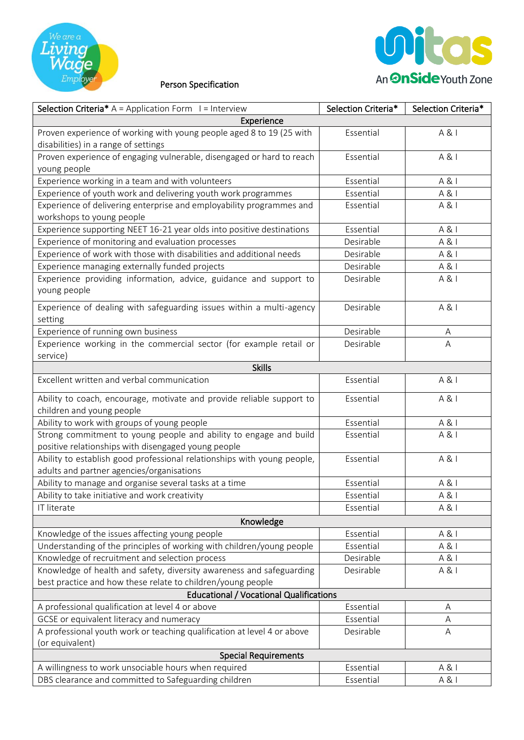Person Specification

| Selection Criteria* A = Application Form I = Interview | Selection Criteria* | Selection Criteria* |
|---|---|---|
| **Experience** | | |
| Proven experience of working with young people aged 8 to 19 (25 with disabilities) in a range of settings | Essential | A & I |
| Proven experience of engaging vulnerable, disengaged or hard to reach young people | Essential | A & I |
| Experience working in a team and with volunteers | Essential | A & I |
| Experience of youth work and delivering youth work programmes | Essential | A & I |
| Experience of delivering enterprise and employability programmes and workshops to young people | Essential | A & I |
| Experience supporting NEET 16-21 year olds into positive destinations | Essential | A & I |
| Experience of monitoring and evaluation processes | Desirable | A & I |
| Experience of work with those with disabilities and additional needs | Desirable | A & I |
| Experience managing externally funded projects | Desirable | A & I |
| Experience providing information, advice, guidance and support to young people | Desirable | A & I |
| Experience of dealing with safeguarding issues within a multi-agency setting | Desirable | A & I |
| Experience of running own business | Desirable | A |
| Experience working in the commercial sector (for example retail or service) | Desirable | A |
| **Skills** | | |
| Excellent written and verbal communication | Essential | A & I |
| Ability to coach, encourage, motivate and provide reliable support to children and young people | Essential | A & I |
| Ability to work with groups of young people | Essential | A & I |
| Strong commitment to young people and ability to engage and build positive relationships with disengaged young people | Essential | A & I |
| Ability to establish good professional relationships with young people, adults and partner agencies/organisations | Essential | A & I |
| Ability to manage and organise several tasks at a time | Essential | A & I |
| Ability to take initiative and work creativity | Essential | A & I |
| IT literate | Essential | A & I |
| **Knowledge** | | |
| Knowledge of the issues affecting young people | Essential | A & I |
| Understanding of the principles of working with children/young people | Essential | A & I |
| Knowledge of recruitment and selection process | Desirable | A & I |
| Knowledge of health and safety, diversity awareness and safeguarding best practice and how these relate to children/young people | Desirable | A & I |
| **Educational / Vocational Qualifications** | | |
| A professional qualification at level 4 or above | Essential | A |
| GCSE or equivalent literacy and numeracy | Essential | A |
| A professional youth work or teaching qualification at level 4 or above (or equivalent) | Desirable | A |
| **Special Requirements** | | |
| A willingness to work unsociable hours when required | Essential | A & I |
| DBS clearance and committed to Safeguarding children | Essential | A & I |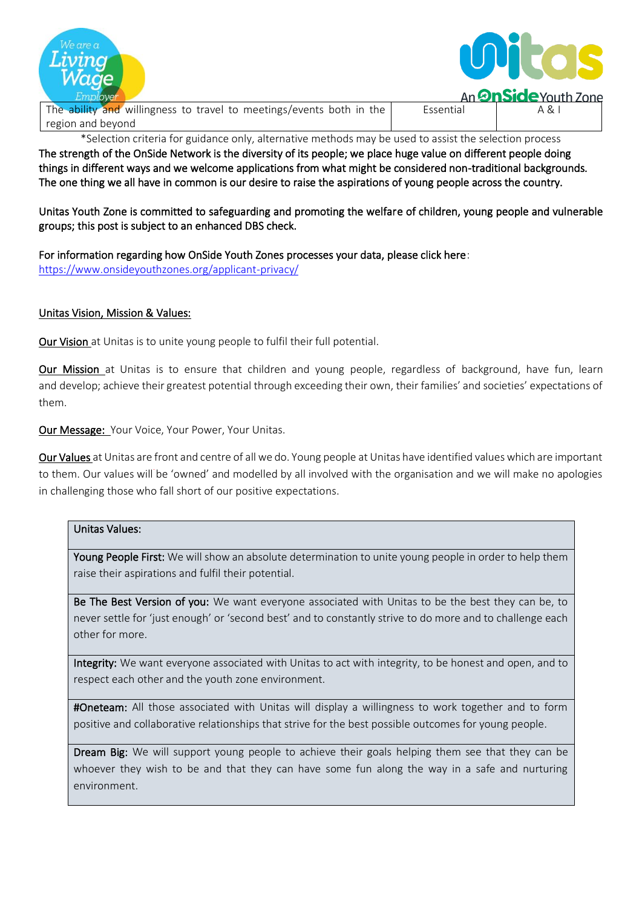| | | |
|---|---|---|
| The ability and willingness to travel to meetings/events both in the region and beyond | Essential | A & I |

*Selection criteria for guidance only, alternative methods may be used to assist the selection process

The strength of the OnSide Network is the diversity of its people; we place huge value on different people doing things in different ways and we welcome applications from what might be considered non-traditional backgrounds. The one thing we all have in common is our desire to raise the aspirations of young people across the country.

Unitas Youth Zone is committed to safeguarding and promoting the welfare of children, young people and vulnerable groups; this post is subject to an enhanced DBS check.

For information regarding how OnSide Youth Zones processes your data, please click here:
https://www.onsideyouthzones.org/applicant-privacy/

## Unitas Vision, Mission & Values:

**Our Vision** at Unitas is to unite young people to fulfil their full potential.

**Our Mission** at Unitas is to ensure that children and young people, regardless of background, have fun, learn and develop; achieve their greatest potential through exceeding their own, their families' and societies' expectations of them.

**Our Message:** Your Voice, Your Power, Your Unitas.

**Our Values** at Unitas are front and centre of all we do. Young people at Unitas have identified values which are important to them. Our values will be 'owned' and modelled by all involved with the organisation and we will make no apologies in challenging those who fall short of our positive expectations.

| Unitas Values: |
|---|
| **Young People First:** We will show an absolute determination to unite young people in order to help them raise their aspirations and fulfil their potential. |
| **Be The Best Version of you:** We want everyone associated with Unitas to be the best they can be, to never settle for 'just enough' or 'second best' and to constantly strive to do more and to challenge each other for more. |
| **Integrity:** We want everyone associated with Unitas to act with integrity, to be honest and open, and to respect each other and the youth zone environment. |
| **#Oneteam:** All those associated with Unitas will display a willingness to work together and to form positive and collaborative relationships that strive for the best possible outcomes for young people. |
| **Dream Big:** We will support young people to achieve their goals helping them see that they can be whoever they wish to be and that they can have some fun along the way in a safe and nurturing environment. |